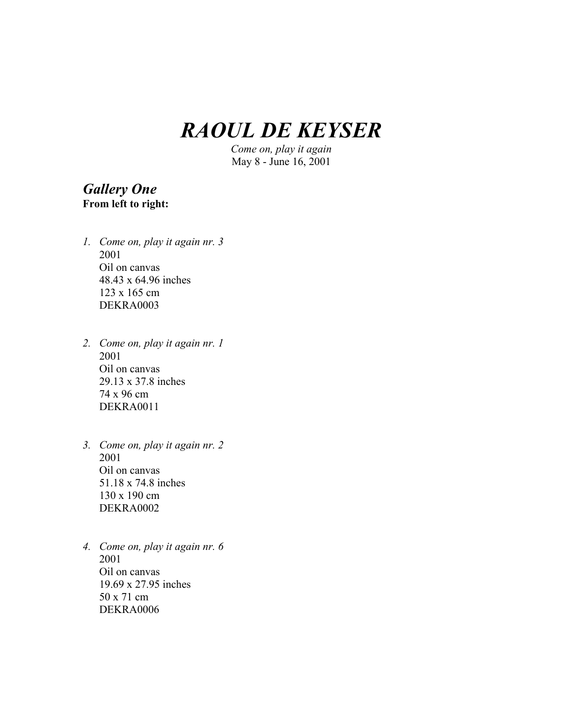# *RAOUL DE KEYSER*

*Come on, play it again*
May 8 - June 16, 2001

## *Gallery One*

**From left to right:**

1. *Come on, play it again nr. 3*
   2001
   Oil on canvas
   48.43 x 64.96 inches
   123 x 165 cm
   DEKRA0003

2. *Come on, play it again nr. 1*
   2001
   Oil on canvas
   29.13 x 37.8 inches
   74 x 96 cm
   DEKRA0011

3. *Come on, play it again nr. 2*
   2001
   Oil on canvas
   51.18 x 74.8 inches
   130 x 190 cm
   DEKRA0002

4. *Come on, play it again nr. 6*
   2001
   Oil on canvas
   19.69 x 27.95 inches
   50 x 71 cm
   DEKRA0006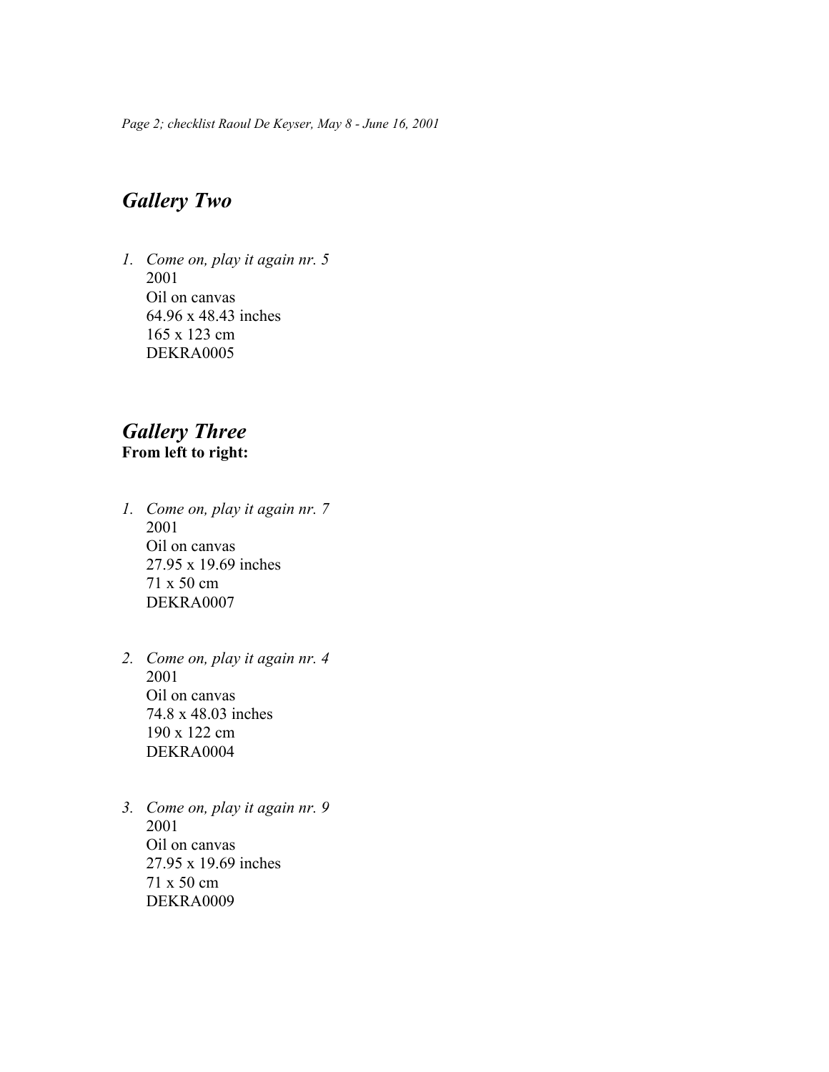## *Gallery Two*

1. *Come on, play it again nr. 5*
   2001
   Oil on canvas
   64.96 x 48.43 inches
   165 x 123 cm
   DEKRA0005

## *Gallery Three*

**From left to right:**

1. *Come on, play it again nr. 7*
   2001
   Oil on canvas
   27.95 x 19.69 inches
   71 x 50 cm
   DEKRA0007

2. *Come on, play it again nr. 4*
   2001
   Oil on canvas
   74.8 x 48.03 inches
   190 x 122 cm
   DEKRA0004

3. *Come on, play it again nr. 9*
   2001
   Oil on canvas
   27.95 x 19.69 inches
   71 x 50 cm
   DEKRA0009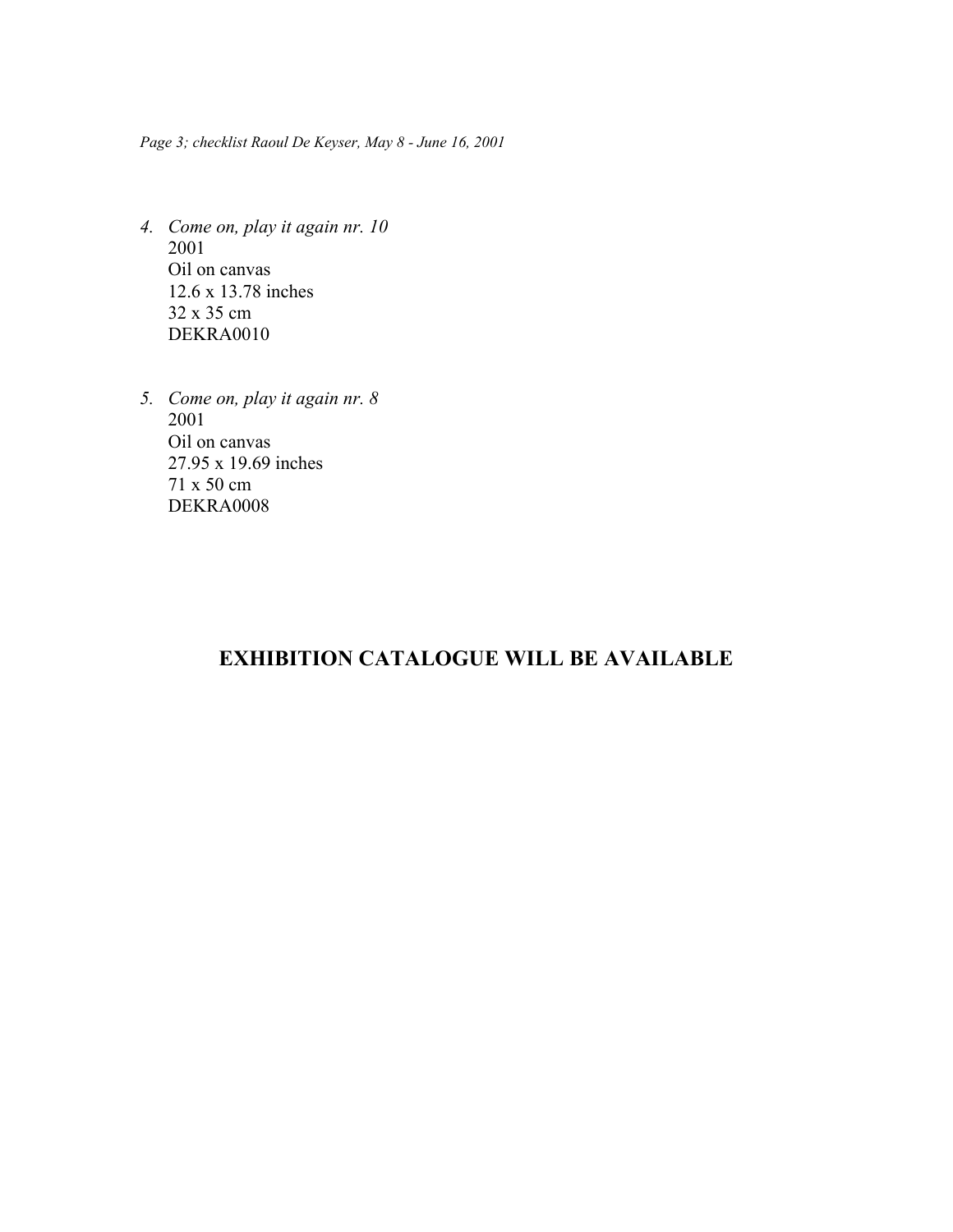4. *Come on, play it again nr. 10*
   2001
   Oil on canvas
   12.6 x 13.78 inches
   32 x 35 cm
   DEKRA0010

5. *Come on, play it again nr. 8*
   2001
   Oil on canvas
   27.95 x 19.69 inches
   71 x 50 cm
   DEKRA0008

**EXHIBITION CATALOGUE WILL BE AVAILABLE**